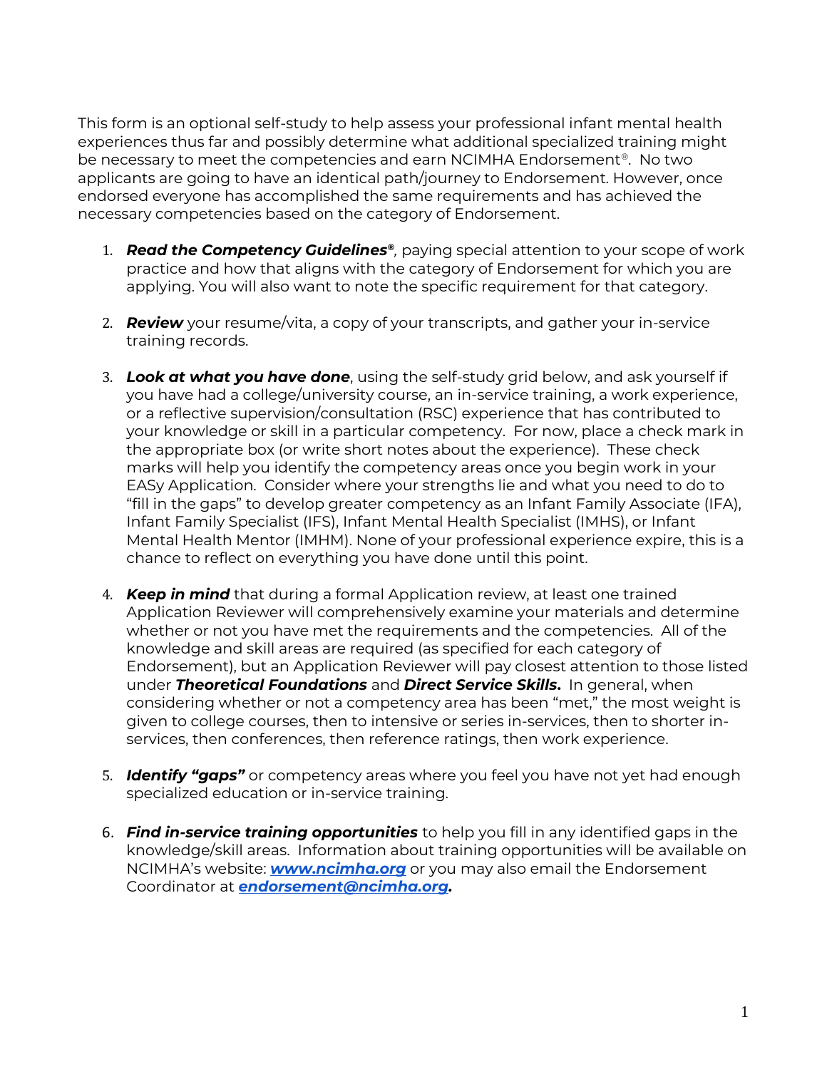This form is an optional self-study to help assess your professional infant mental health experiences thus far and possibly determine what additional specialized training might be necessary to meet the competencies and earn NCIMHA Endorsement®. No two applicants are going to have an identical path/journey to Endorsement. However, once endorsed everyone has accomplished the same requirements and has achieved the necessary competencies based on the category of Endorsement.

1. ***Read the Competency Guidelines®***, paying special attention to your scope of work practice and how that aligns with the category of Endorsement for which you are applying. You will also want to note the specific requirement for that category.

2. ***Review*** your resume/vita, a copy of your transcripts, and gather your in-service training records.

3. ***Look at what you have done***, using the self-study grid below, and ask yourself if you have had a college/university course, an in-service training, a work experience, or a reflective supervision/consultation (RSC) experience that has contributed to your knowledge or skill in a particular competency. For now, place a check mark in the appropriate box (or write short notes about the experience). These check marks will help you identify the competency areas once you begin work in your EASy Application. Consider where your strengths lie and what you need to do to "fill in the gaps" to develop greater competency as an Infant Family Associate (IFA), Infant Family Specialist (IFS), Infant Mental Health Specialist (IMHS), or Infant Mental Health Mentor (IMHM). None of your professional experience expire, this is a chance to reflect on everything you have done until this point.

4. ***Keep in mind*** that during a formal Application review, at least one trained Application Reviewer will comprehensively examine your materials and determine whether or not you have met the requirements and the competencies. All of the knowledge and skill areas are required (as specified for each category of Endorsement), but an Application Reviewer will pay closest attention to those listed under ***Theoretical Foundations*** and ***Direct Service Skills.*** In general, when considering whether or not a competency area has been "met," the most weight is given to college courses, then to intensive or series in-services, then to shorter in-services, then conferences, then reference ratings, then work experience.

5. ***Identify "gaps"*** or competency areas where you feel you have not yet had enough specialized education or in-service training.

6. ***Find in-service training opportunities*** to help you fill in any identified gaps in the knowledge/skill areas. Information about training opportunities will be available on NCIMHA's website: ***[www.ncimha.org](http://www.ncimha.org)*** or you may also email the Endorsement Coordinator at ***[endorsement@ncimha.org](mailto:endorsement@ncimha.org).***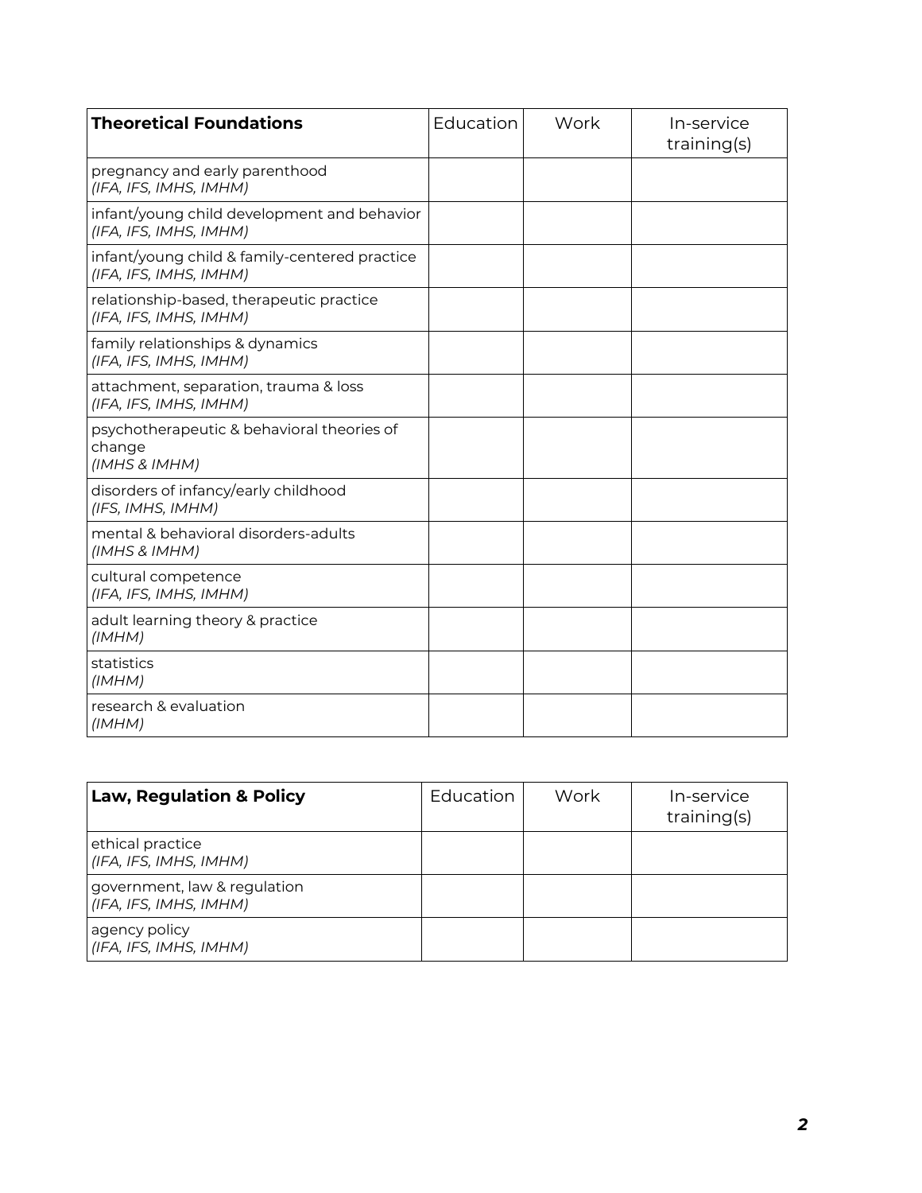| **Theoretical Foundations** | Education | Work | In-service training(s) |
| --- | --- | --- | --- |
| pregnancy and early parenthood *(IFA, IFS, IMHS, IMHM)* | | | |
| infant/young child development and behavior *(IFA, IFS, IMHS, IMHM)* | | | |
| infant/young child & family-centered practice *(IFA, IFS, IMHS, IMHM)* | | | |
| relationship-based, therapeutic practice *(IFA, IFS, IMHS, IMHM)* | | | |
| family relationships & dynamics *(IFA, IFS, IMHS, IMHM)* | | | |
| attachment, separation, trauma & loss *(IFA, IFS, IMHS, IMHM)* | | | |
| psychotherapeutic & behavioral theories of change *(IMHS & IMHM)* | | | |
| disorders of infancy/early childhood *(IFS, IMHS, IMHM)* | | | |
| mental & behavioral disorders-adults *(IMHS & IMHM)* | | | |
| cultural competence *(IFA, IFS, IMHS, IMHM)* | | | |
| adult learning theory & practice *(IMHM)* | | | |
| statistics *(IMHM)* | | | |
| research & evaluation *(IMHM)* | | | |

| **Law, Regulation & Policy** | Education | Work | In-service training(s) |
| --- | --- | --- | --- |
| ethical practice *(IFA, IFS, IMHS, IMHM)* | | | |
| government, law & regulation *(IFA, IFS, IMHS, IMHM)* | | | |
| agency policy *(IFA, IFS, IMHS, IMHM)* | | | |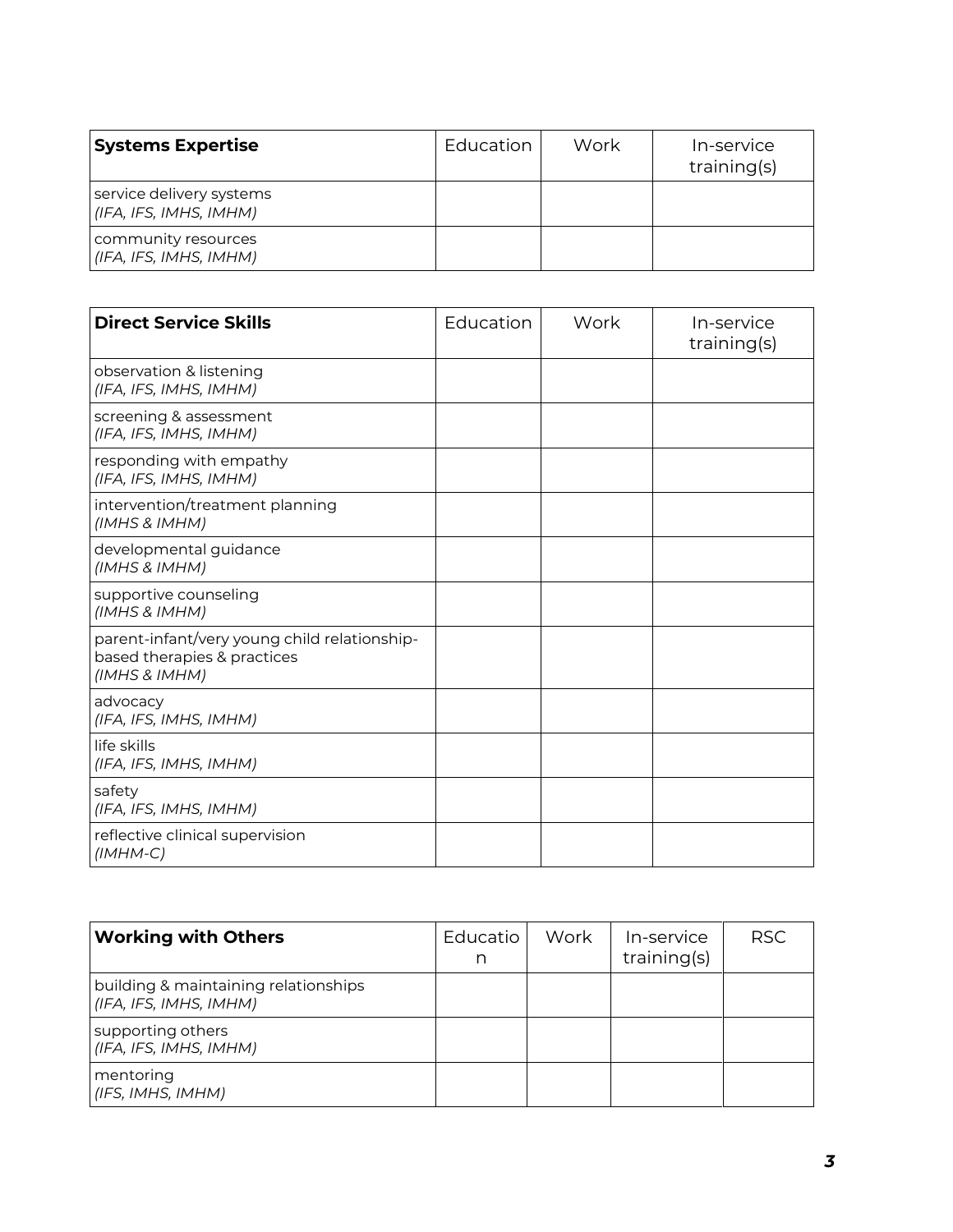| **Systems Expertise** | Education | Work | In-service training(s) |
|---|---|---|---|
| service delivery systems *(IFA, IFS, IMHS, IMHM)* | | | |
| community resources *(IFA, IFS, IMHS, IMHM)* | | | |

| **Direct Service Skills** | Education | Work | In-service training(s) |
|---|---|---|---|
| observation & listening *(IFA, IFS, IMHS, IMHM)* | | | |
| screening & assessment *(IFA, IFS, IMHS, IMHM)* | | | |
| responding with empathy *(IFA, IFS, IMHS, IMHM)* | | | |
| intervention/treatment planning *(IMHS & IMHM)* | | | |
| developmental guidance *(IMHS & IMHM)* | | | |
| supportive counseling *(IMHS & IMHM)* | | | |
| parent-infant/very young child relationship-based therapies & practices *(IMHS & IMHM)* | | | |
| advocacy *(IFA, IFS, IMHS, IMHM)* | | | |
| life skills *(IFA, IFS, IMHS, IMHM)* | | | |
| safety *(IFA, IFS, IMHS, IMHM)* | | | |
| reflective clinical supervision *(IMHM-C)* | | | |

| **Working with Others** | Education | Work | In-service training(s) | RSC |
|---|---|---|---|---|
| building & maintaining relationships *(IFA, IFS, IMHS, IMHM)* | | | | |
| supporting others *(IFA, IFS, IMHS, IMHM)* | | | | |
| mentoring *(IFS, IMHS, IMHM)* | | | | |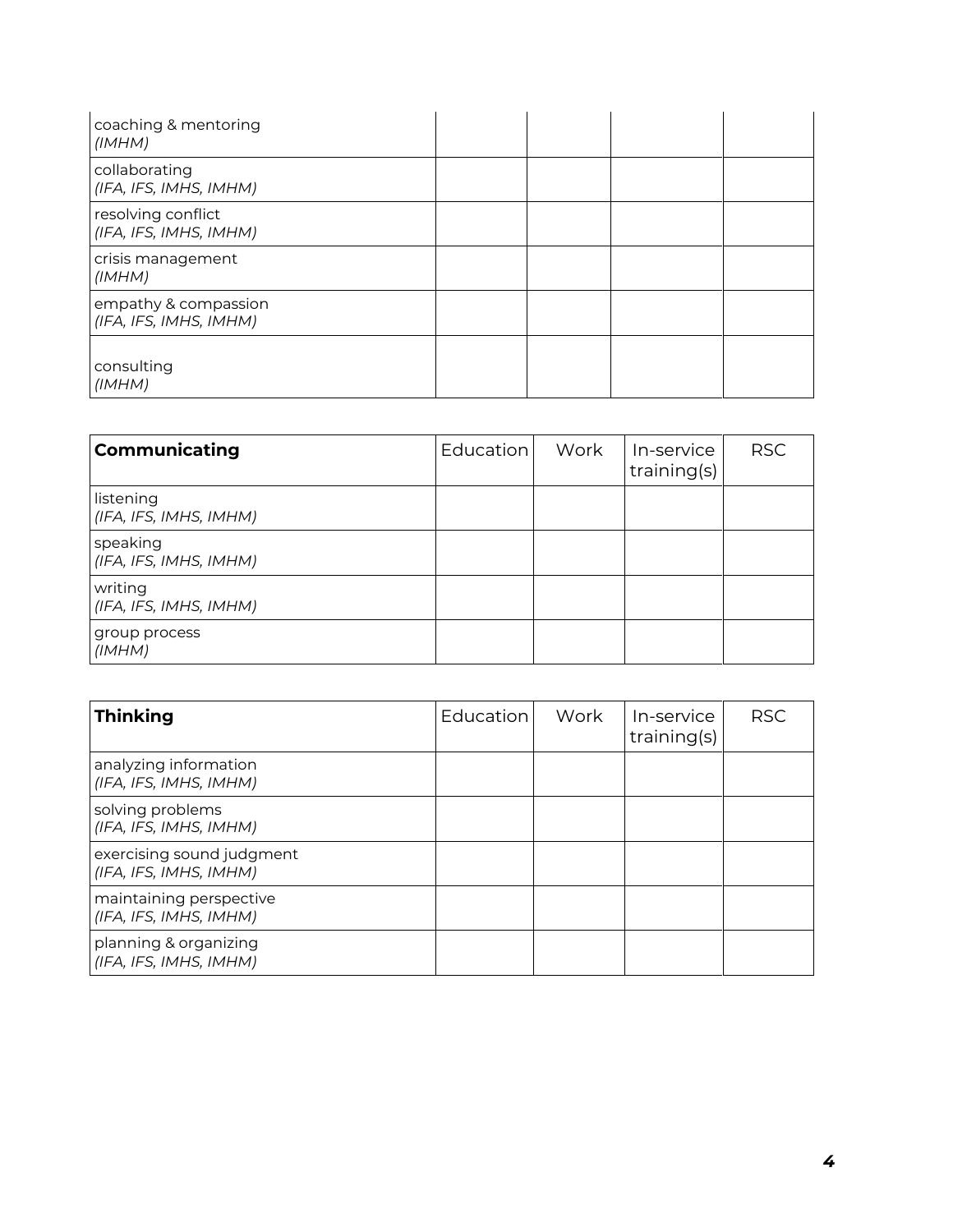| | | | | |
|---|---|---|---|---|
| coaching & mentoring *(IMHM)* | | | | |
| collaborating *(IFA, IFS, IMHS, IMHM)* | | | | |
| resolving conflict *(IFA, IFS, IMHS, IMHM)* | | | | |
| crisis management *(IMHM)* | | | | |
| empathy & compassion *(IFA, IFS, IMHS, IMHM)* | | | | |
| consulting *(IMHM)* | | | | |

| **Communicating** | Education | Work | In-service training(s) | RSC |
|---|---|---|---|---|
| listening *(IFA, IFS, IMHS, IMHM)* | | | | |
| speaking *(IFA, IFS, IMHS, IMHM)* | | | | |
| writing *(IFA, IFS, IMHS, IMHM)* | | | | |
| group process *(IMHM)* | | | | |

| **Thinking** | Education | Work | In-service training(s) | RSC |
|---|---|---|---|---|
| analyzing information *(IFA, IFS, IMHS, IMHM)* | | | | |
| solving problems *(IFA, IFS, IMHS, IMHM)* | | | | |
| exercising sound judgment *(IFA, IFS, IMHS, IMHM)* | | | | |
| maintaining perspective *(IFA, IFS, IMHS, IMHM)* | | | | |
| planning & organizing *(IFA, IFS, IMHS, IMHM)* | | | | |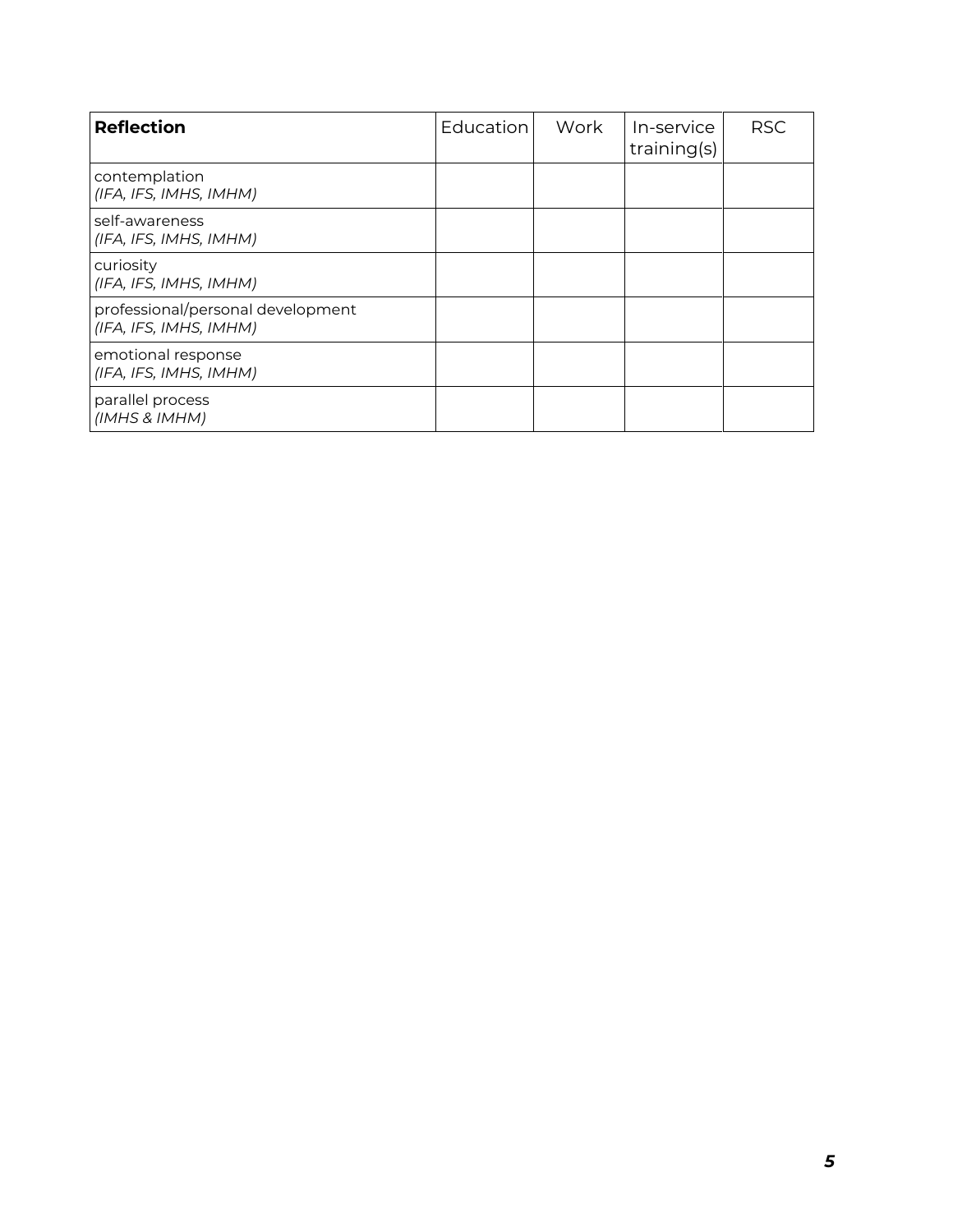| **Reflection** | Education | Work | In-service training(s) | RSC |
|---|---|---|---|---|
| contemplation *(IFA, IFS, IMHS, IMHM)* | | | | |
| self-awareness *(IFA, IFS, IMHS, IMHM)* | | | | |
| curiosity *(IFA, IFS, IMHS, IMHM)* | | | | |
| professional/personal development *(IFA, IFS, IMHS, IMHM)* | | | | |
| emotional response *(IFA, IFS, IMHS, IMHM)* | | | | |
| parallel process *(IMHS & IMHM)* | | | | |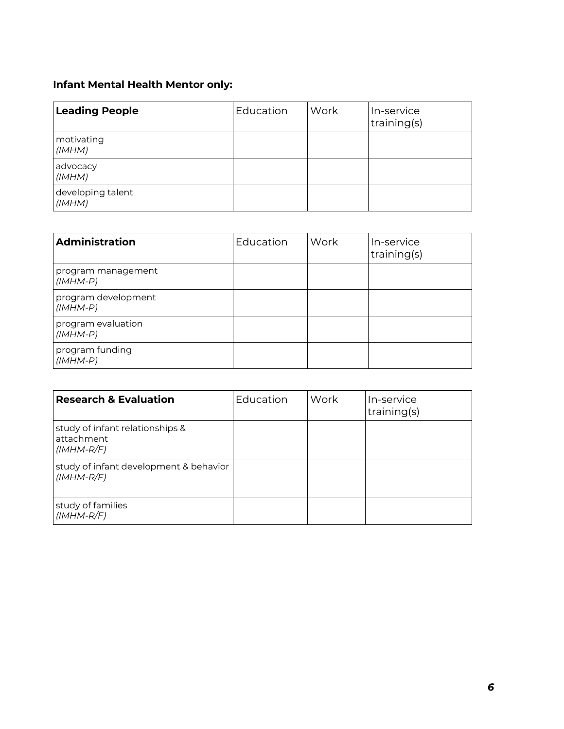**Infant Mental Health Mentor only:**

| **Leading People** | Education | Work | In-service training(s) |
| --- | --- | --- | --- |
| motivating *(IMHM)* | | | |
| advocacy *(IMHM)* | | | |
| developing talent *(IMHM)* | | | |

| **Administration** | Education | Work | In-service training(s) |
| --- | --- | --- | --- |
| program management *(IMHM-P)* | | | |
| program development *(IMHM-P)* | | | |
| program evaluation *(IMHM-P)* | | | |
| program funding *(IMHM-P)* | | | |

| **Research & Evaluation** | Education | Work | In-service training(s) |
| --- | --- | --- | --- |
| study of infant relationships & attachment *(IMHM-R/F)* | | | |
| study of infant development & behavior *(IMHM-R/F)* | | | |
| study of families *(IMHM-R/F)* | | | |